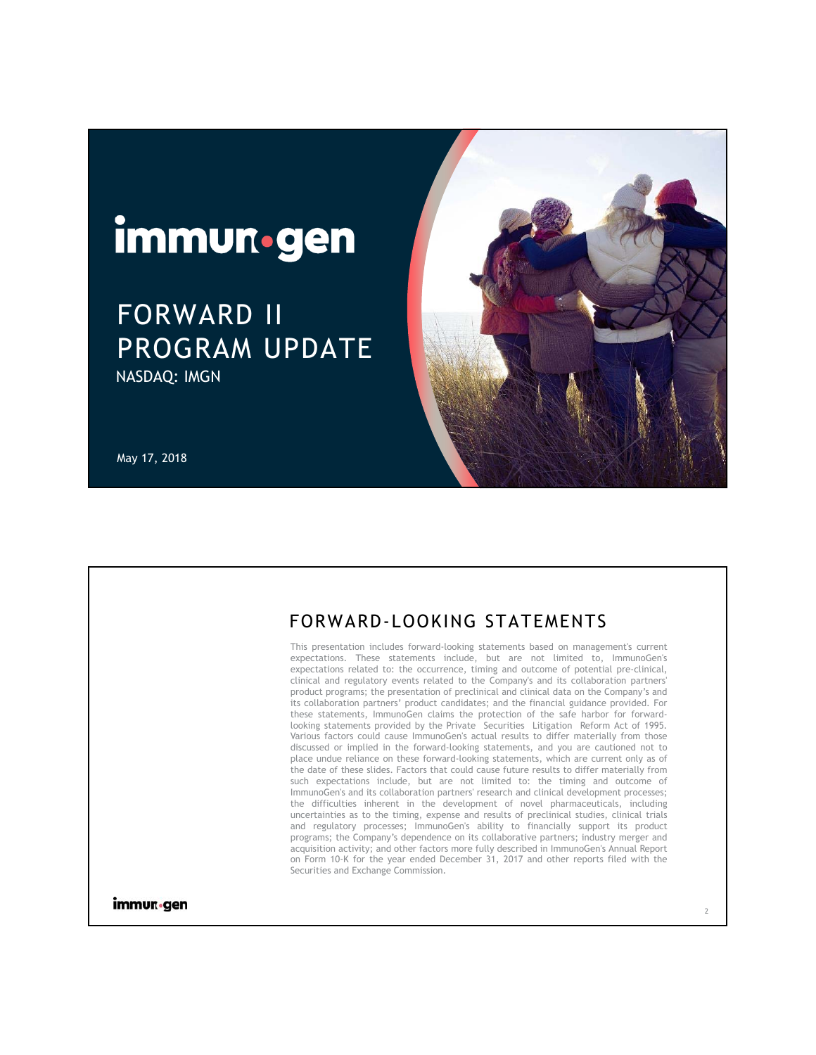# immunogen

## FORWARD II PROGRAM UPDATE

NASDAQ: IMGN

May 17, 2018

## FORWARD-LOOKING STATEMENTS

This presentation includes forward-looking statements based on management's current expectations. These statements include, but are not limited to, ImmunoGen's expectations related to: the occurrence, timing and outcome of potential pre-clinical, clinical and regulatory events related to the Company's and its collaboration partners' product programs; the presentation of preclinical and clinical data on the Company's and its collaboration partners' product candidates; and the financial guidance provided. For these statements, ImmunoGen claims the protection of the safe harbor for forward-looking statements provided by the Private Securities Litigation Reform Act of 1995. Various factors could cause ImmunoGen's actual results to differ materially from those discussed or implied in the forward-looking statements, and you are cautioned not to place undue reliance on these forward-looking statements, which are current only as of the date of these slides. Factors that could cause future results to differ materially from such expectations include, but are not limited to: the timing and outcome of ImmunoGen's and its collaboration partners' research and clinical development processes; the difficulties inherent in the development of novel pharmaceuticals, including uncertainties as to the timing, expense and results of preclinical studies, clinical trials and regulatory processes; ImmunoGen's ability to financially support its product programs; the Company's dependence on its collaborative partners; industry merger and acquisition activity; and other factors more fully described in ImmunoGen's Annual Report on Form 10-K for the year ended December 31, 2017 and other reports filed with the Securities and Exchange Commission.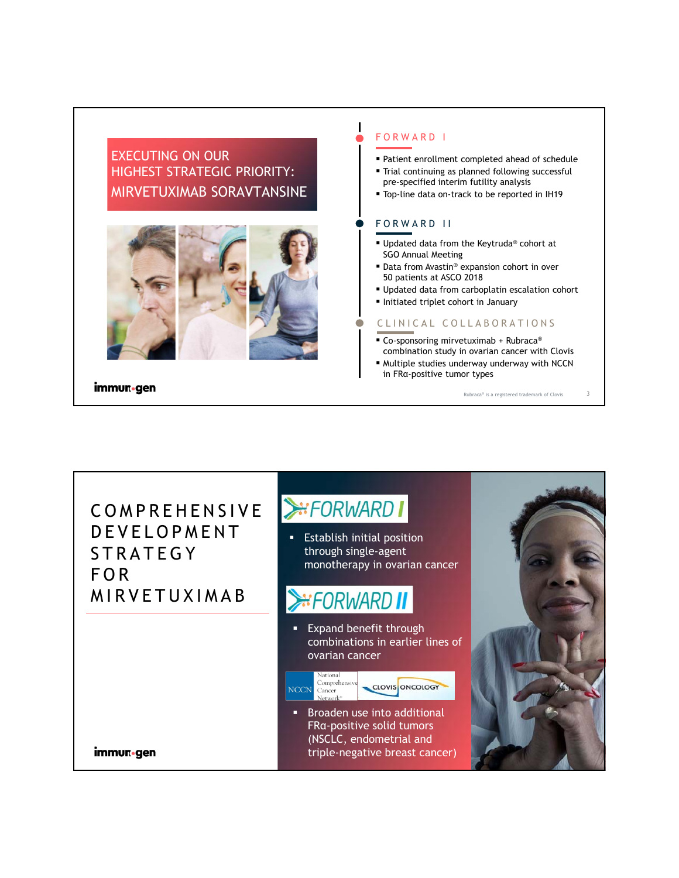## EXECUTING ON OUR HIGHEST STRATEGIC PRIORITY: MIRVETUXIMAB SORAVTANSINE

### FORWARD I

- Patient enrollment completed ahead of schedule
- Trial continuing as planned following successful pre-specified interim futility analysis
- Top-line data on-track to be reported in 1H19

### FORWARD II

- Updated data from the Keytruda® cohort at SGO Annual Meeting
- Data from Avastin® expansion cohort in over 50 patients at ASCO 2018
- Updated data from carboplatin escalation cohort
- Initiated triplet cohort in January

### CLINICAL COLLABORATIONS

- Co-sponsoring mirvetuximab + Rubraca® combination study in ovarian cancer with Clovis
- Multiple studies underway underway with NCCN in FRα-positive tumor types

immunogen

Rubraca® is a registered trademark of Clovis

## COMPREHENSIVE DEVELOPMENT STRATEGY FOR MIRVETUXIMAB

### FORWARD I

- Establish initial position through single-agent monotherapy in ovarian cancer

### FORWARD II

- Expand benefit through combinations in earlier lines of ovarian cancer

NCCN National Comprehensive Cancer Network® | CLOVIS ONCOLOGY

- Broaden use into additional FRα-positive solid tumors (NSCLC, endometrial and triple-negative breast cancer)

immunogen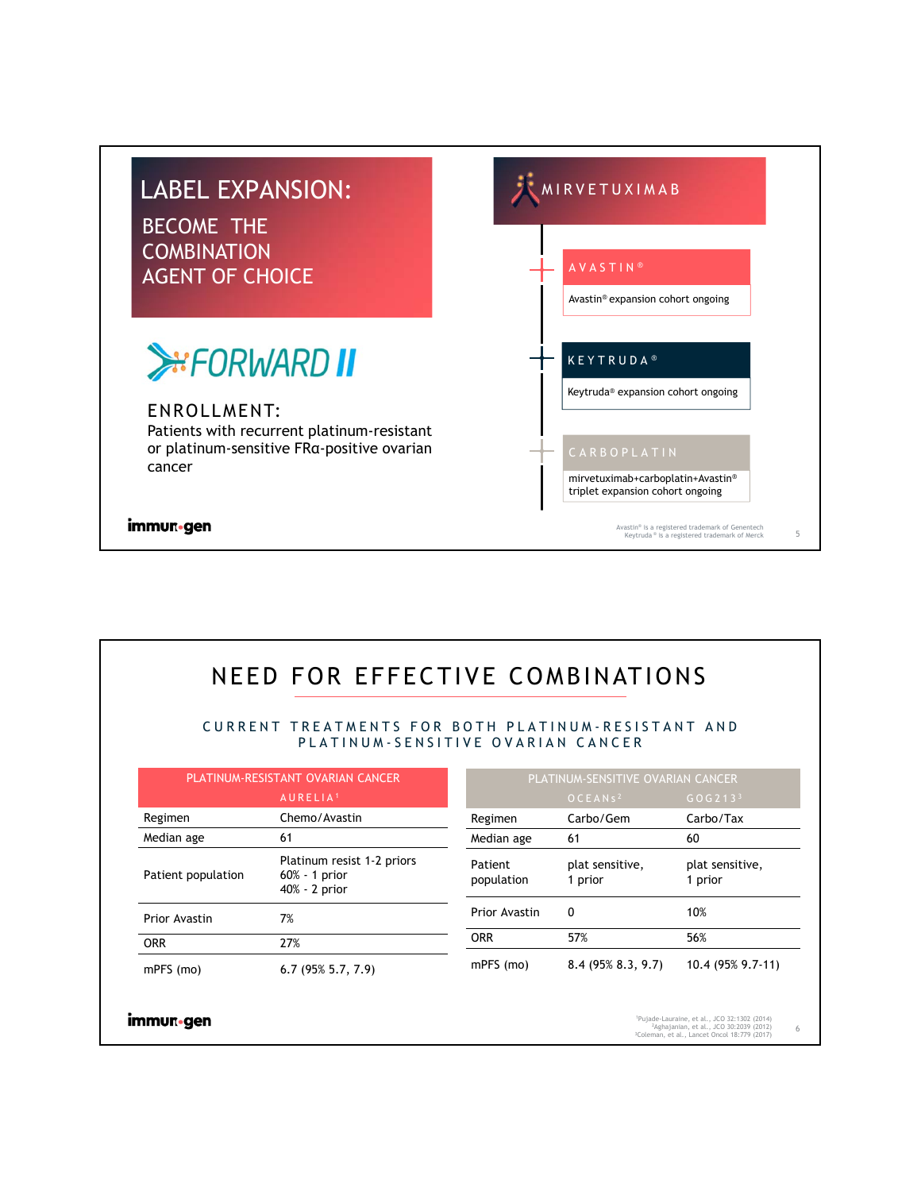# LABEL EXPANSION:

## BECOME THE COMBINATION AGENT OF CHOICE

FORWARD II

**ENROLLMENT:**

Patients with recurrent platinum-resistant or platinum-sensitive FRα-positive ovarian cancer

MIRVETUXIMAB

- **AVASTIN®** — Avastin® expansion cohort ongoing
- **KEYTRUDA®** — Keytruda® expansion cohort ongoing
- **CARBOPLATIN** — mirvetuximab+carboplatin+Avastin® triplet expansion cohort ongoing

Avastin® is a registered trademark of Genentech
Keytruda® is a registered trademark of Merck

# NEED FOR EFFECTIVE COMBINATIONS

## CURRENT TREATMENTS FOR BOTH PLATINUM-RESISTANT AND PLATINUM-SENSITIVE OVARIAN CANCER

| PLATINUM-RESISTANT OVARIAN CANCER | AURELIA[1] |
|---|---|
| Regimen | Chemo/Avastin |
| Median age | 61 |
| Patient population | Platinum resist 1-2 priors 60% - 1 prior 40% - 2 prior |
| Prior Avastin | 7% |
| ORR | 27% |
| mPFS (mo) | 6.7 (95% 5.7, 7.9) |

| PLATINUM-SENSITIVE OVARIAN CANCER | OCEANS[2] | GOG213[3] |
|---|---|---|
| Regimen | Carbo/Gem | Carbo/Tax |
| Median age | 61 | 60 |
| Patient population | plat sensitive, 1 prior | plat sensitive, 1 prior |
| Prior Avastin | 0 | 10% |
| ORR | 57% | 56% |
| mPFS (mo) | 8.4 (95% 8.3, 9.7) | 10.4 (95% 9.7-11) |

[1]Pujade-Lauraine, et al., JCO 32:1302 (2014)
[2]Aghajanian, et al., JCO 30:2039 (2012)
[3]Coleman, et al., Lancet Oncol 18:779 (2017)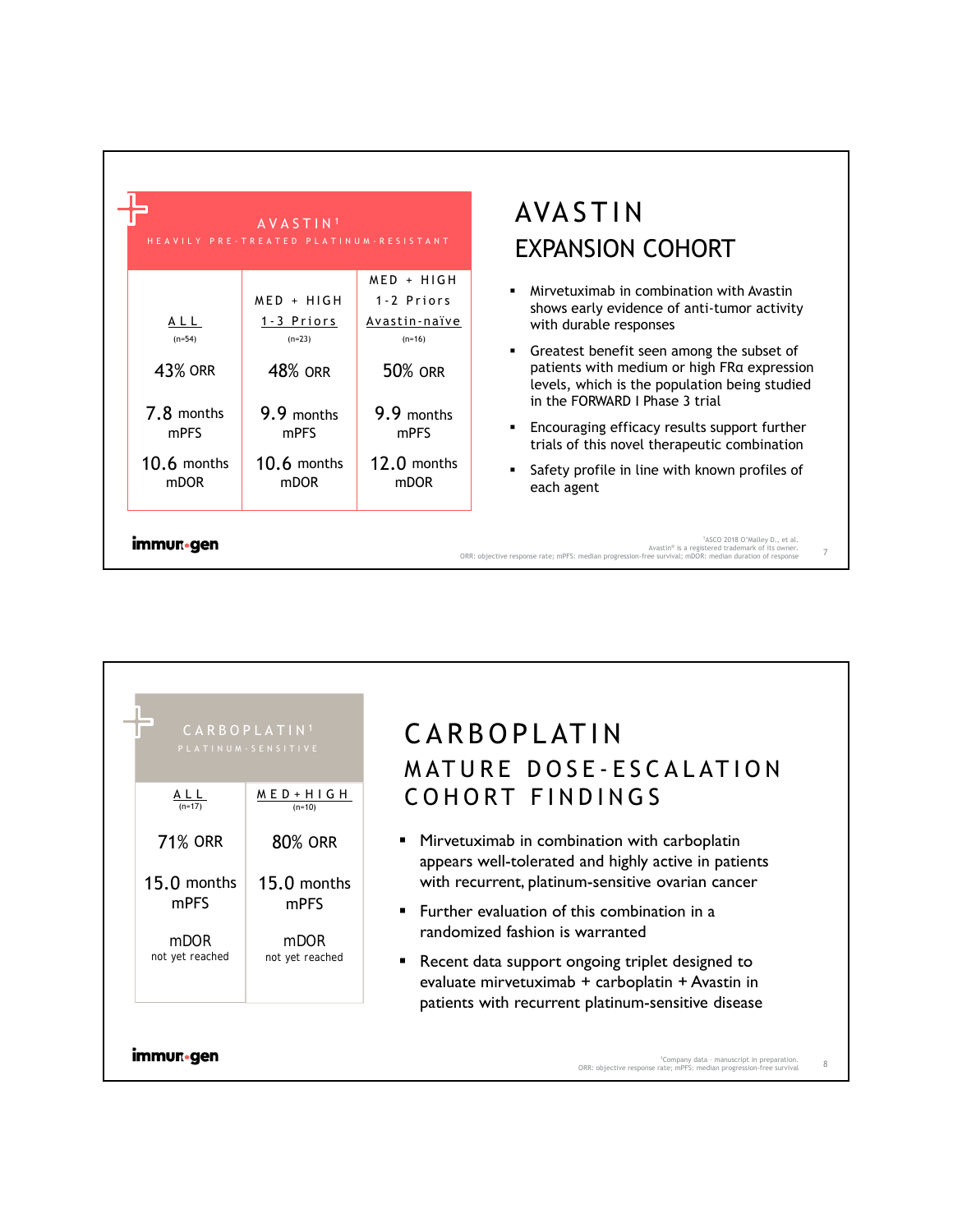## AVASTIN[1]

HEAVILY PRE-TREATED PLATINUM-RESISTANT

| ALL (n=54) | MED + HIGH 1-3 Priors (n=23) | MED + HIGH 1-2 Priors Avastin-naïve (n=16) |
|---|---|---|
| 43% ORR | 48% ORR | 50% ORR |
| 7.8 months mPFS | 9.9 months mPFS | 9.9 months mPFS |
| 10.6 months mDOR | 10.6 months mDOR | 12.0 months mDOR |

# AVASTIN

## EXPANSION COHORT

- Mirvetuximab in combination with Avastin shows early evidence of anti-tumor activity with durable responses
- Greatest benefit seen among the subset of patients with medium or high FRα expression levels, which is the population being studied in the FORWARD I Phase 3 trial
- Encouraging efficacy results support further trials of this novel therapeutic combination
- Safety profile in line with known profiles of each agent

[1]ASCO 2018 O'Malley D., et al.
Avastin® is a registered trademark of its owner.
ORR: objective response rate; mPFS: median progression-free survival; mDOR: median duration of response

## CARBOPLATIN[1]

PLATINUM-SENSITIVE

| ALL (n=17) | MED+HIGH (n=10) |
|---|---|
| 71% ORR | 80% ORR |
| 15.0 months mPFS | 15.0 months mPFS |
| mDOR not yet reached | mDOR not yet reached |

# CARBOPLATIN

## MATURE DOSE-ESCALATION COHORT FINDINGS

- Mirvetuximab in combination with carboplatin appears well-tolerated and highly active in patients with recurrent, platinum-sensitive ovarian cancer
- Further evaluation of this combination in a randomized fashion is warranted
- Recent data support ongoing triplet designed to evaluate mirvetuximab + carboplatin + Avastin in patients with recurrent platinum-sensitive disease

[1]Company data – manuscript in preparation.
ORR: objective response rate; mPFS: median progression-free survival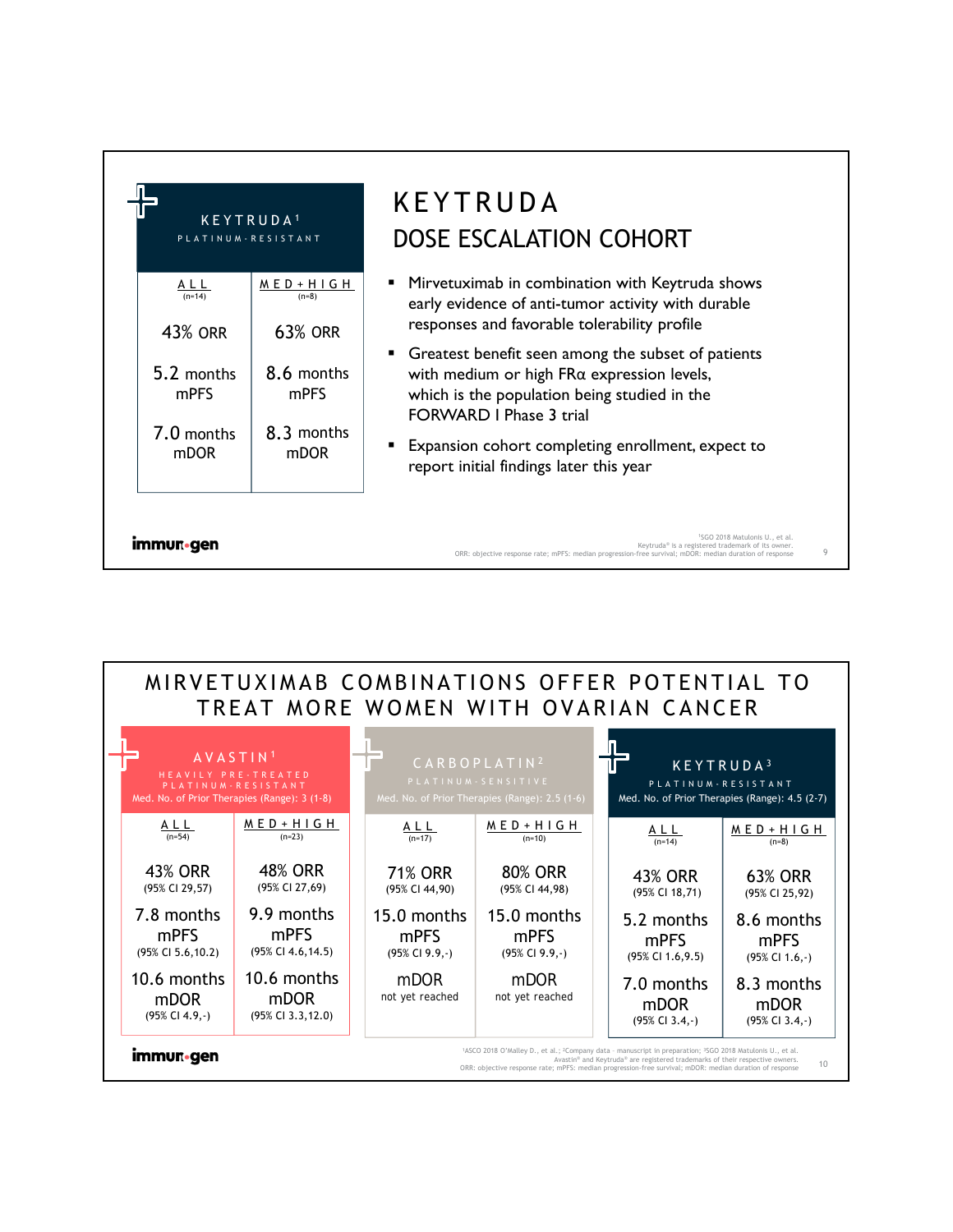## KEYTRUDA[1]

PLATINUM-RESISTANT

| ALL (n=14) | MED+HIGH (n=8) |
|---|---|
| 43% ORR | 63% ORR |
| 5.2 months mPFS | 8.6 months mPFS |
| 7.0 months mDOR | 8.3 months mDOR |

# KEYTRUDA
## DOSE ESCALATION COHORT

- Mirvetuximab in combination with Keytruda shows early evidence of anti-tumor activity with durable responses and favorable tolerability profile
- Greatest benefit seen among the subset of patients with medium or high FRα expression levels, which is the population being studied in the FORWARD I Phase 3 trial
- Expansion cohort completing enrollment, expect to report initial findings later this year

[1]SGO 2018 Matulonis U., et al.
Keytruda® is a registered trademark of its owner.
ORR: objective response rate; mPFS: median progression-free survival; mDOR: median duration of response

# MIRVETUXIMAB COMBINATIONS OFFER POTENTIAL TO TREAT MORE WOMEN WITH OVARIAN CANCER

| AVASTIN[1] HEAVILY PRE-TREATED PLATINUM-RESISTANT Med. No. of Prior Therapies (Range): 3 (1-8) | | CARBOPLATIN[2] PLATINUM-SENSITIVE Med. No. of Prior Therapies (Range): 2.5 (1-6) | | KEYTRUDA[3] PLATINUM-RESISTANT Med. No. of Prior Therapies (Range): 4.5 (2-7) | |
|---|---|---|---|---|---|
| ALL (n=54) | MED+HIGH (n=23) | ALL (n=17) | MED+HIGH (n=10) | ALL (n=14) | MED+HIGH (n=8) |
| 43% ORR (95% CI 29,57) | 48% ORR (95% CI 27,69) | 71% ORR (95% CI 44,90) | 80% ORR (95% CI 44,98) | 43% ORR (95% CI 18,71) | 63% ORR (95% CI 25,92) |
| 7.8 months mPFS (95% CI 5.6,10.2) | 9.9 months mPFS (95% CI 4.6,14.5) | 15.0 months mPFS (95% CI 9.9,-) | 15.0 months mPFS (95% CI 9.9,-) | 5.2 months mPFS (95% CI 1.6,9.5) | 8.6 months mPFS (95% CI 1.6,-) |
| 10.6 months mDOR (95% CI 4.9,-) | 10.6 months mDOR (95% CI 3.3,12.0) | mDOR not yet reached | mDOR not yet reached | 7.0 months mDOR (95% CI 3.4,-) | 8.3 months mDOR (95% CI 3.4,-) |

[1]ASCO 2018 O'Malley D., et al.; [2]Company data – manuscript in preparation; [3]SGO 2018 Matulonis U., et al.
Avastin® and Keytruda® are registered trademarks of their respective owners.
ORR: objective response rate; mPFS: median progression-free survival; mDOR: median duration of response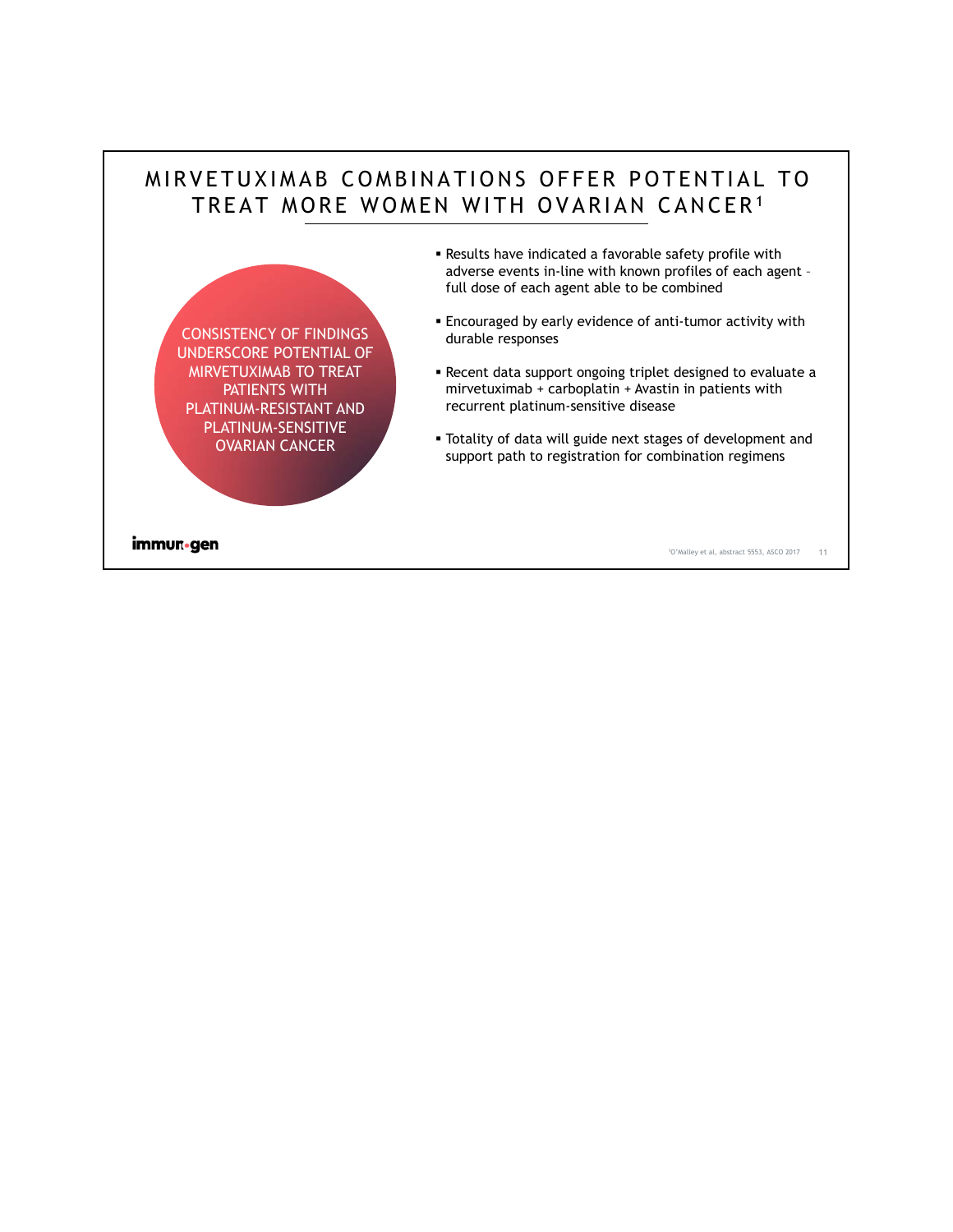# MIRVETUXIMAB COMBINATIONS OFFER POTENTIAL TO TREAT MORE WOMEN WITH OVARIAN CANCER[1]

CONSISTENCY OF FINDINGS UNDERSCORE POTENTIAL OF MIRVETUXIMAB TO TREAT PATIENTS WITH PLATINUM-RESISTANT AND PLATINUM-SENSITIVE OVARIAN CANCER

- Results have indicated a favorable safety profile with adverse events in-line with known profiles of each agent – full dose of each agent able to be combined
- Encouraged by early evidence of anti-tumor activity with durable responses
- Recent data support ongoing triplet designed to evaluate a mirvetuximab + carboplatin + Avastin in patients with recurrent platinum-sensitive disease
- Totality of data will guide next stages of development and support path to registration for combination regimens

immunogen

[1]O'Malley et al, abstract 5553, ASCO 2017